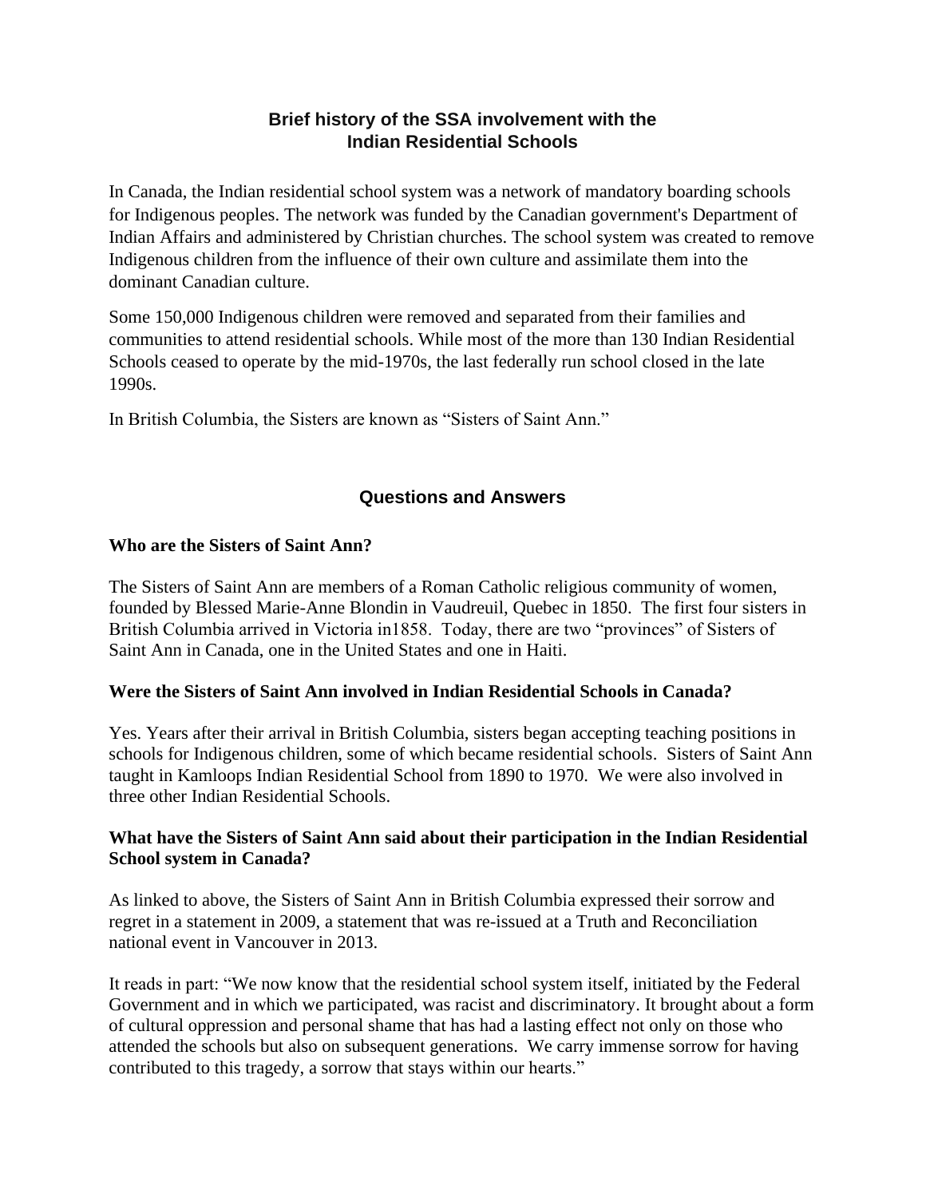# Brief history of the SSA involvement with the Indian Residential Schools

In Canada, the Indian residential school system was a network of mandatory boarding schools for Indigenous peoples. The network was funded by the Canadian government's Department of Indian Affairs and administered by Christian churches. The school system was created to remove Indigenous children from the influence of their own culture and assimilate them into the dominant Canadian culture.

Some 150,000 Indigenous children were removed and separated from their families and communities to attend residential schools. While most of the more than 130 Indian Residential Schools ceased to operate by the mid-1970s, the last federally run school closed in the late 1990s.

In British Columbia, the Sisters are known as "Sisters of Saint Ann."

## Questions and Answers

**Who are the Sisters of Saint Ann?**

The Sisters of Saint Ann are members of a Roman Catholic religious community of women, founded by Blessed Marie-Anne Blondin in Vaudreuil, Quebec in 1850. The first four sisters in British Columbia arrived in Victoria in1858. Today, there are two "provinces" of Sisters of Saint Ann in Canada, one in the United States and one in Haiti.

**Were the Sisters of Saint Ann involved in Indian Residential Schools in Canada?**

Yes. Years after their arrival in British Columbia, sisters began accepting teaching positions in schools for Indigenous children, some of which became residential schools. Sisters of Saint Ann taught in Kamloops Indian Residential School from 1890 to 1970. We were also involved in three other Indian Residential Schools.

**What have the Sisters of Saint Ann said about their participation in the Indian Residential School system in Canada?**

As linked to above, the Sisters of Saint Ann in British Columbia expressed their sorrow and regret in a statement in 2009, a statement that was re-issued at a Truth and Reconciliation national event in Vancouver in 2013.

It reads in part: "We now know that the residential school system itself, initiated by the Federal Government and in which we participated, was racist and discriminatory. It brought about a form of cultural oppression and personal shame that has had a lasting effect not only on those who attended the schools but also on subsequent generations. We carry immense sorrow for having contributed to this tragedy, a sorrow that stays within our hearts."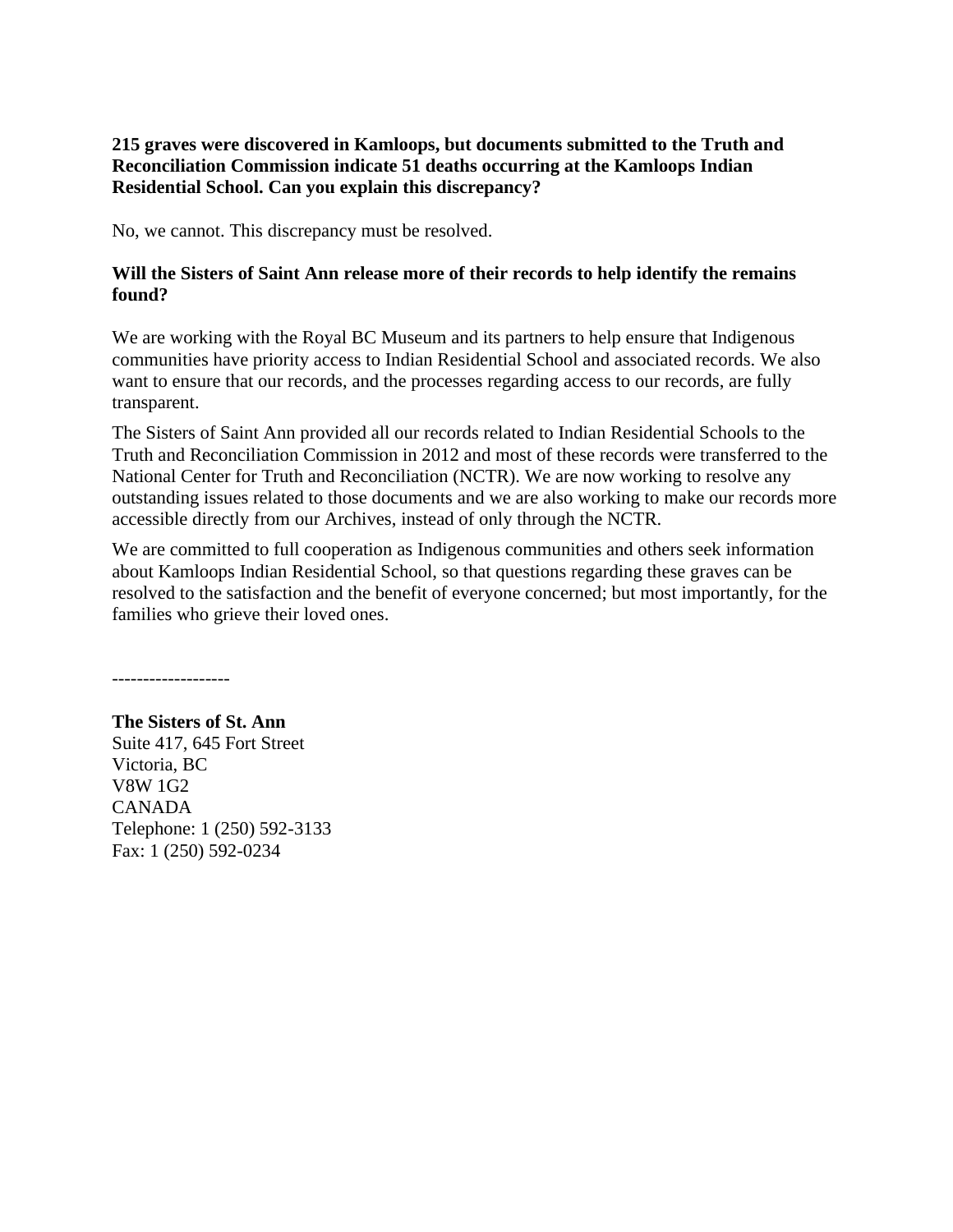**215 graves were discovered in Kamloops, but documents submitted to the Truth and Reconciliation Commission indicate 51 deaths occurring at the Kamloops Indian Residential School. Can you explain this discrepancy?**

No, we cannot. This discrepancy must be resolved.

**Will the Sisters of Saint Ann release more of their records to help identify the remains found?**

We are working with the Royal BC Museum and its partners to help ensure that Indigenous communities have priority access to Indian Residential School and associated records. We also want to ensure that our records, and the processes regarding access to our records, are fully transparent.

The Sisters of Saint Ann provided all our records related to Indian Residential Schools to the Truth and Reconciliation Commission in 2012 and most of these records were transferred to the National Center for Truth and Reconciliation (NCTR). We are now working to resolve any outstanding issues related to those documents and we are also working to make our records more accessible directly from our Archives, instead of only through the NCTR.

We are committed to full cooperation as Indigenous communities and others seek information about Kamloops Indian Residential School, so that questions regarding these graves can be resolved to the satisfaction and the benefit of everyone concerned; but most importantly, for the families who grieve their loved ones.

-------------------

**The Sisters of St. Ann**
Suite 417, 645 Fort Street
Victoria, BC
V8W 1G2
CANADA
Telephone: 1 (250) 592-3133
Fax: 1 (250) 592-0234